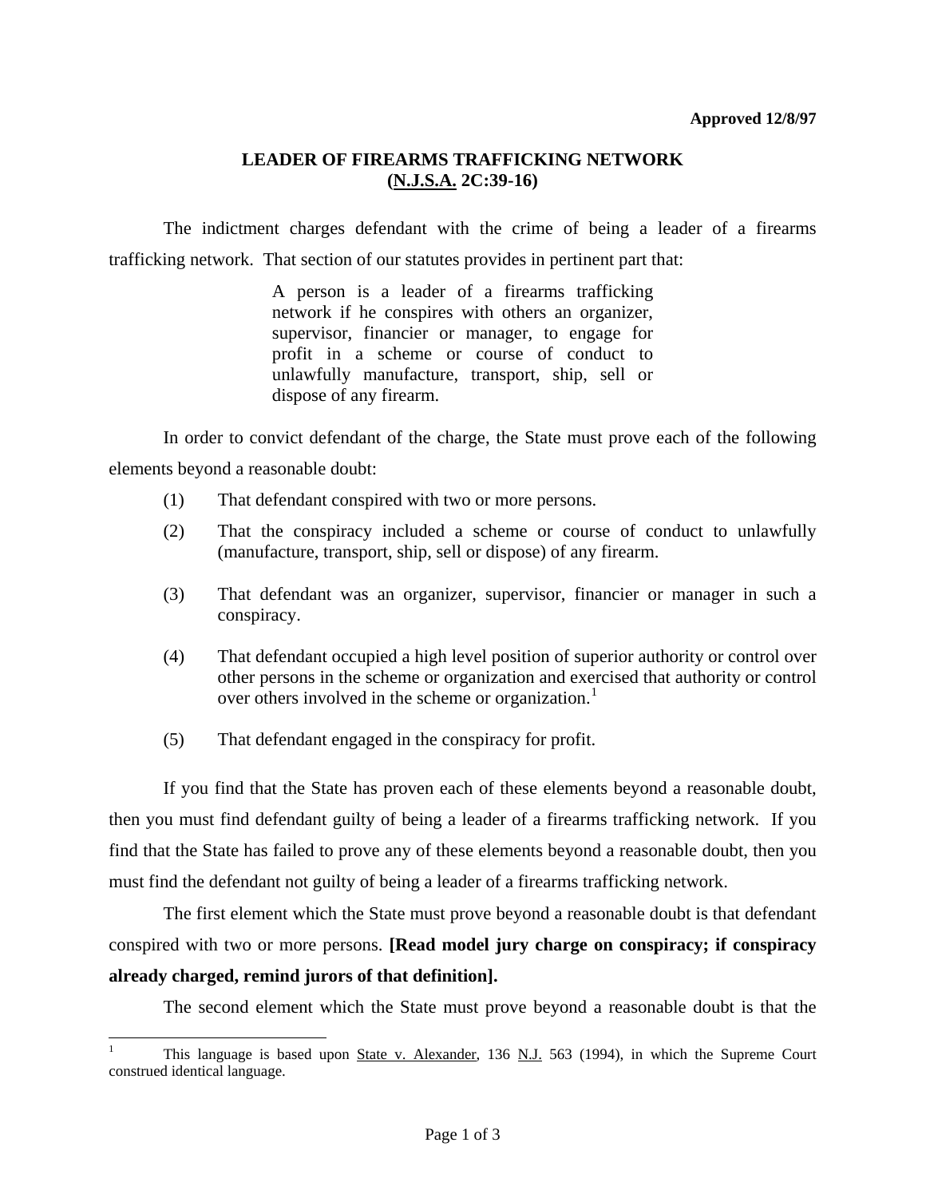**Approved 12/8/97**

# LEADER OF FIREARMS TRAFFICKING NETWORK (N.J.S.A. 2C:39-16)

The indictment charges defendant with the crime of being a leader of a firearms trafficking network. That section of our statutes provides in pertinent part that:

> A person is a leader of a firearms trafficking network if he conspires with others an organizer, supervisor, financier or manager, to engage for profit in a scheme or course of conduct to unlawfully manufacture, transport, ship, sell or dispose of any firearm.

In order to convict defendant of the charge, the State must prove each of the following elements beyond a reasonable doubt:

(1) That defendant conspired with two or more persons.

(2) That the conspiracy included a scheme or course of conduct to unlawfully (manufacture, transport, ship, sell or dispose) of any firearm.

(3) That defendant was an organizer, supervisor, financier or manager in such a conspiracy.

(4) That defendant occupied a high level position of superior authority or control over other persons in the scheme or organization and exercised that authority or control over others involved in the scheme or organization.[1]

(5) That defendant engaged in the conspiracy for profit.

If you find that the State has proven each of these elements beyond a reasonable doubt, then you must find defendant guilty of being a leader of a firearms trafficking network. If you find that the State has failed to prove any of these elements beyond a reasonable doubt, then you must find the defendant not guilty of being a leader of a firearms trafficking network.

The first element which the State must prove beyond a reasonable doubt is that defendant conspired with two or more persons. **[Read model jury charge on conspiracy; if conspiracy already charged, remind jurors of that definition].**

The second element which the State must prove beyond a reasonable doubt is that the

---

[1] This language is based upon State v. Alexander, 136 N.J. 563 (1994), in which the Supreme Court construed identical language.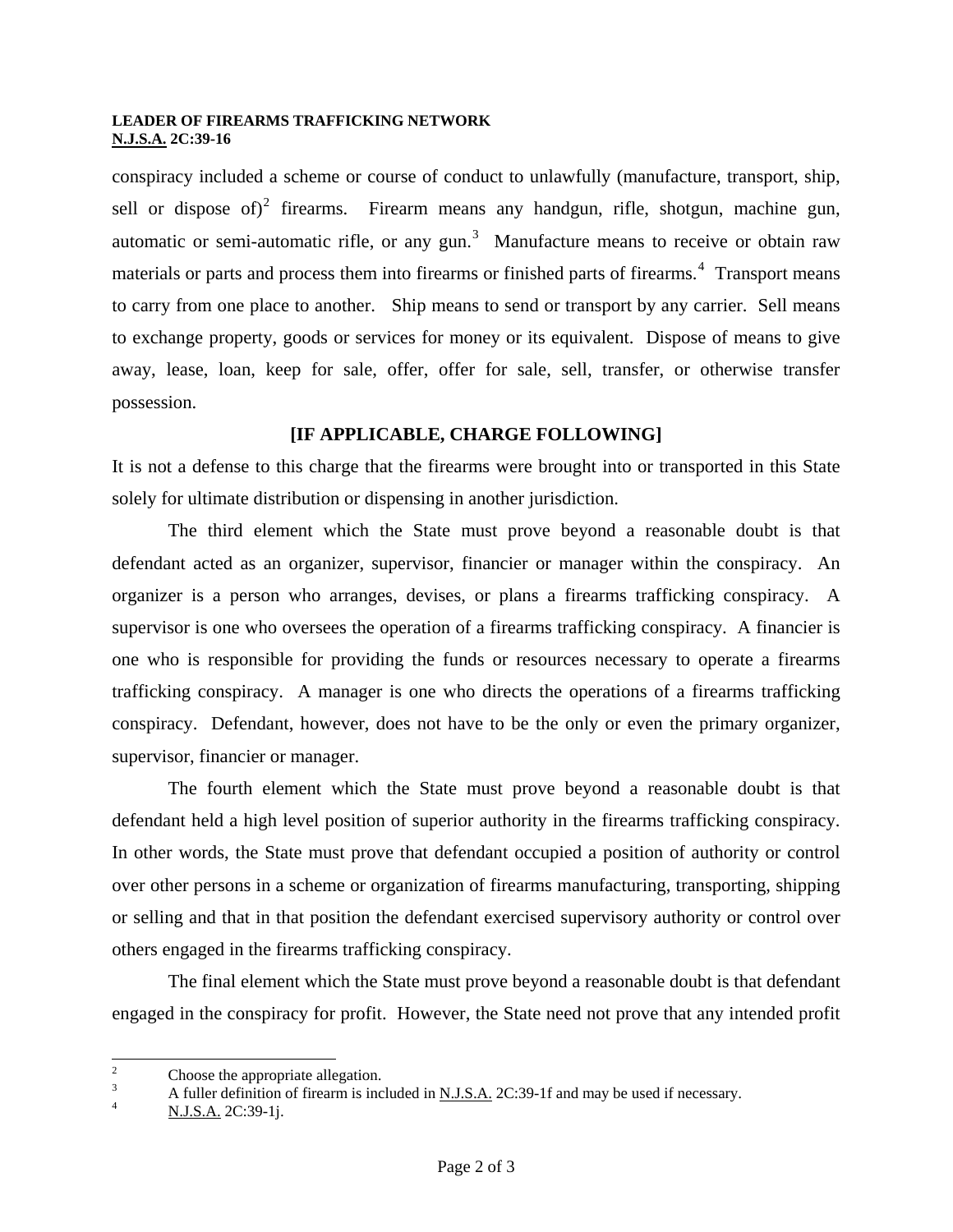conspiracy included a scheme or course of conduct to unlawfully (manufacture, transport, ship, sell or dispose of)[2] firearms. Firearm means any handgun, rifle, shotgun, machine gun, automatic or semi-automatic rifle, or any gun.[3] Manufacture means to receive or obtain raw materials or parts and process them into firearms or finished parts of firearms.[4] Transport means to carry from one place to another. Ship means to send or transport by any carrier. Sell means to exchange property, goods or services for money or its equivalent. Dispose of means to give away, lease, loan, keep for sale, offer, offer for sale, sell, transfer, or otherwise transfer possession.

**[IF APPLICABLE, CHARGE FOLLOWING]**

It is not a defense to this charge that the firearms were brought into or transported in this State solely for ultimate distribution or dispensing in another jurisdiction.

The third element which the State must prove beyond a reasonable doubt is that defendant acted as an organizer, supervisor, financier or manager within the conspiracy. An organizer is a person who arranges, devises, or plans a firearms trafficking conspiracy. A supervisor is one who oversees the operation of a firearms trafficking conspiracy. A financier is one who is responsible for providing the funds or resources necessary to operate a firearms trafficking conspiracy. A manager is one who directs the operations of a firearms trafficking conspiracy. Defendant, however, does not have to be the only or even the primary organizer, supervisor, financier or manager.

The fourth element which the State must prove beyond a reasonable doubt is that defendant held a high level position of superior authority in the firearms trafficking conspiracy. In other words, the State must prove that defendant occupied a position of authority or control over other persons in a scheme or organization of firearms manufacturing, transporting, shipping or selling and that in that position the defendant exercised supervisory authority or control over others engaged in the firearms trafficking conspiracy.

The final element which the State must prove beyond a reasonable doubt is that defendant engaged in the conspiracy for profit. However, the State need not prove that any intended profit

---

[2] Choose the appropriate allegation.

[3] A fuller definition of firearm is included in N.J.S.A. 2C:39-1f and may be used if necessary.

[4] N.J.S.A. 2C:39-1j.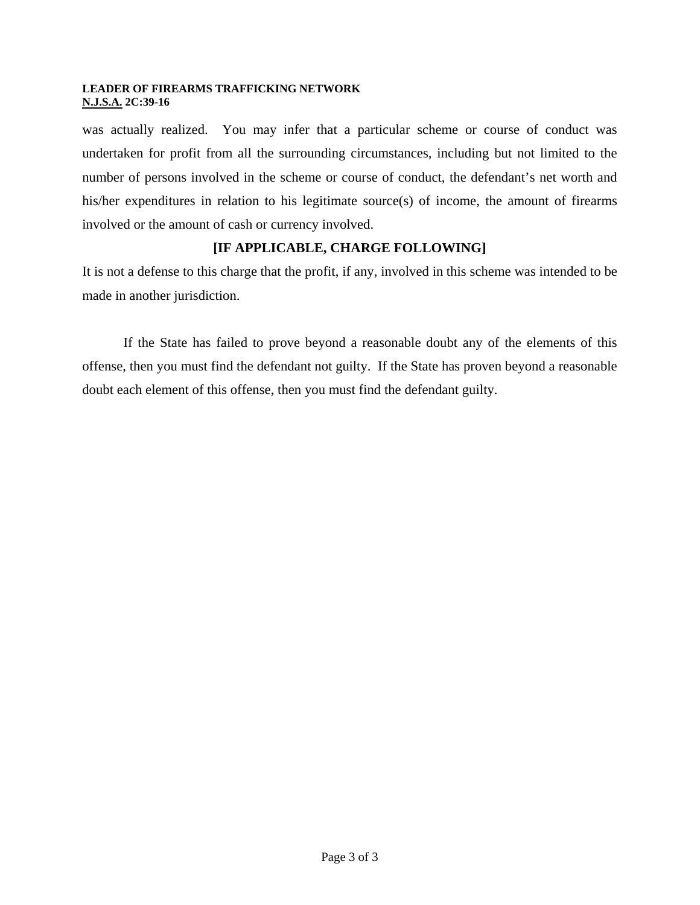was actually realized. You may infer that a particular scheme or course of conduct was undertaken for profit from all the surrounding circumstances, including but not limited to the number of persons involved in the scheme or course of conduct, the defendant's net worth and his/her expenditures in relation to his legitimate source(s) of income, the amount of firearms involved or the amount of cash or currency involved.

**[IF APPLICABLE, CHARGE FOLLOWING]**

It is not a defense to this charge that the profit, if any, involved in this scheme was intended to be made in another jurisdiction.

If the State has failed to prove beyond a reasonable doubt any of the elements of this offense, then you must find the defendant not guilty. If the State has proven beyond a reasonable doubt each element of this offense, then you must find the defendant guilty.